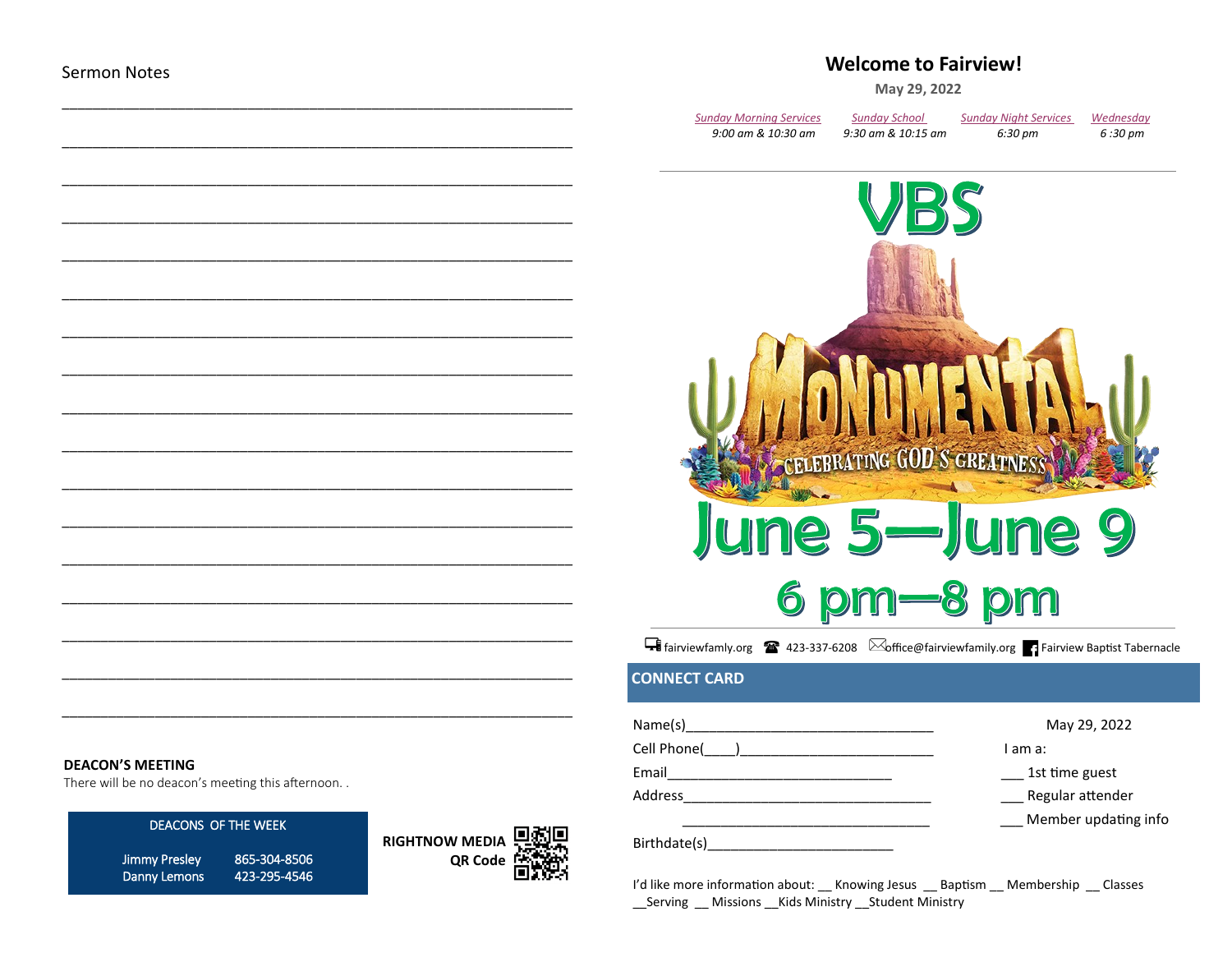Sermon Notes

_______________________________________________________________

_______________________________________________________________

_______________________________________________________________

_______________________________________________________________

_______________________________________________________________

_______________________________________________________________

_______________________________________________________________

_______________________________________________________________

_______________________________________________________________

_______________________________________________________________

_______________________________________________________________

_______________________________________________________________

_______________________________________________________________

_______________________________________________________________

_______________________________________________________________

_______________________________________________________________

_______________________________________________________________

**DEACON'S MEETING**

There will be no deacon's meeting this afternoon. .

DEACONS OF THE WEEK

| | |
|---|---|
| Jimmy Presley | 865-304-8506 |
| Danny Lemons | 423-295-4546 |

**RIGHTNOW MEDIA QR Code**

# Welcome to Fairview!

**May 29, 2022**

| *Sunday Morning Services* | *Sunday School* | *Sunday Night Services* | *Wednesday* |
|---|---|---|---|
| *9:00 am & 10:30 am* | *9:30 am & 10:15 am* | *6:30 pm* | *6 :30 pm* |

# VBS

**MONUMENTAL**

**CELEBRATING GOD'S GREATNESS**

## June 5—June 9

## 6 pm—8 pm

fairviewfamly.org ☎ 423-337-6208 office@fairviewfamily.org Fairview Baptist Tabernacle

## CONNECT CARD

Name(s)_________________________________ May 29, 2022

Cell Phone(____)__________________________ I am a:

Email______________________________ ___ 1st time guest

Address_________________________________ ___ Regular attender

_________________________________ ___ Member updating info

Birthdate(s)________________________

I'd like more information about: __ Knowing Jesus __ Baptism __ Membership __ Classes __Serving __ Missions __Kids Ministry __Student Ministry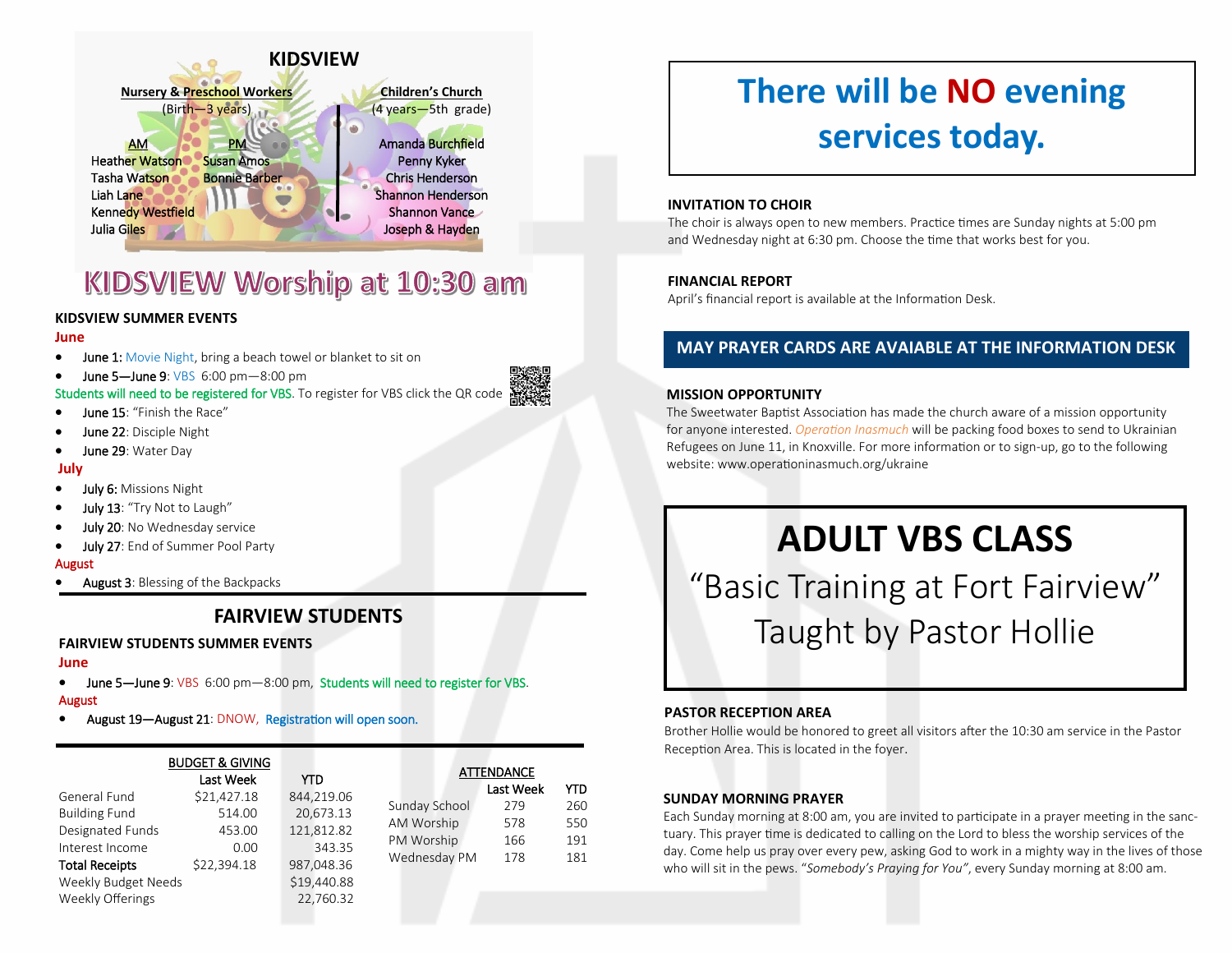## KIDSVIEW

**Nursery & Preschool Workers**
(Birth—3 years)

**AM**
Heather Watson
Tasha Watson
Liah Lane
Kennedy Westfield
Julia Giles

**PM**
Susan Amos
Bonnie Barber

**Children's Church**
(4 years—5th grade)

Amanda Burchfield
Penny Kyker
Chris Henderson
Shannon Henderson
Shannon Vance
Joseph & Hayden

# KIDSVIEW Worship at 10:30 am

### KIDSVIEW SUMMER EVENTS

**June**

- June 1: Movie Night, bring a beach towel or blanket to sit on
- June 5—June 9: VBS 6:00 pm—8:00 pm

Students will need to be registered for VBS. To register for VBS click the QR code

- June 15: "Finish the Race"
- June 22: Disciple Night
- June 29: Water Day

**July**

- July 6: Missions Night
- July 13: "Try Not to Laugh"
- July 20: No Wednesday service
- July 27: End of Summer Pool Party

**August**

- August 3: Blessing of the Backpacks

## FAIRVIEW STUDENTS

### FAIRVIEW STUDENTS SUMMER EVENTS

**June**

- June 5—June 9: VBS 6:00 pm—8:00 pm, Students will need to register for VBS.

**August**

- August 19—August 21: DNOW, Registration will open soon.

**BUDGET & GIVING**

| | Last Week | YTD |
|---|---|---|
| General Fund | $21,427.18 | 844,219.06 |
| Building Fund | 514.00 | 20,673.13 |
| Designated Funds | 453.00 | 121,812.82 |
| Interest Income | 0.00 | 343.35 |
| **Total Receipts** | $22,394.18 | 987,048.36 |
| Weekly Budget Needs | | $19,440.88 |
| Weekly Offerings | | 22,760.32 |

**ATTENDANCE**

| | Last Week | YTD |
|---|---|---|
| Sunday School | 279 | 260 |
| AM Worship | 578 | 550 |
| PM Worship | 166 | 191 |
| Wednesday PM | 178 | 181 |

# There will be NO evening services today.

### INVITATION TO CHOIR

The choir is always open to new members. Practice times are Sunday nights at 5:00 pm and Wednesday night at 6:30 pm. Choose the time that works best for you.

### FINANCIAL REPORT

April's financial report is available at the Information Desk.

### MAY PRAYER CARDS ARE AVAIABLE AT THE INFORMATION DESK

### MISSION OPPORTUNITY

The Sweetwater Baptist Association has made the church aware of a mission opportunity for anyone interested. *Operation Inasmuch* will be packing food boxes to send to Ukrainian Refugees on June 11, in Knoxville. For more information or to sign-up, go to the following website: www.operationinasmuch.org/ukraine

# ADULT VBS CLASS

"Basic Training at Fort Fairview"
Taught by Pastor Hollie

### PASTOR RECEPTION AREA

Brother Hollie would be honored to greet all visitors after the 10:30 am service in the Pastor Reception Area. This is located in the foyer.

### SUNDAY MORNING PRAYER

Each Sunday morning at 8:00 am, you are invited to participate in a prayer meeting in the sanctuary. This prayer time is dedicated to calling on the Lord to bless the worship services of the day. Come help us pray over every pew, asking God to work in a mighty way in the lives of those who will sit in the pews. *"Somebody's Praying for You"*, every Sunday morning at 8:00 am.